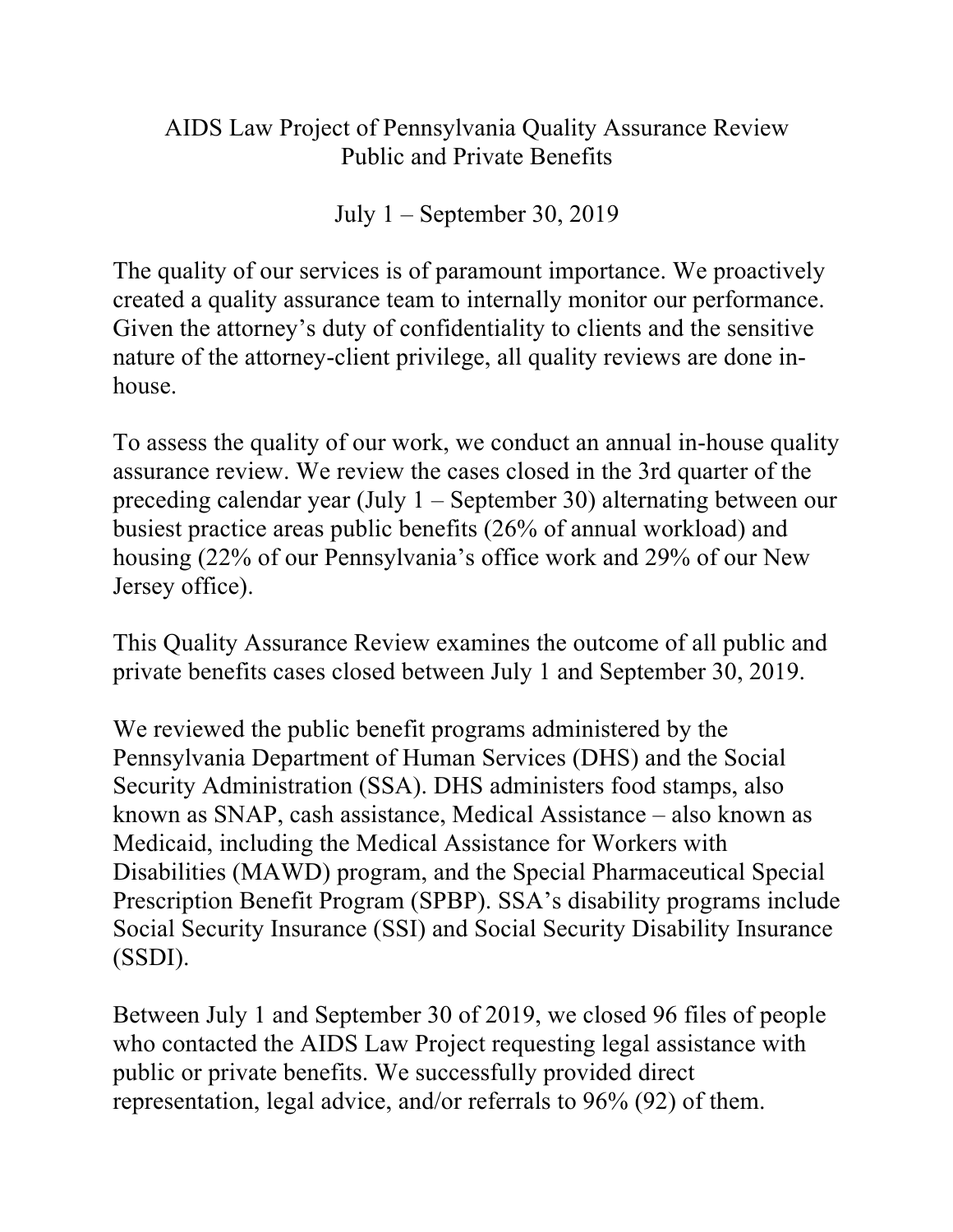# AIDS Law Project of Pennsylvania Quality Assurance Review
## Public and Private Benefits

July 1 – September 30, 2019

The quality of our services is of paramount importance. We proactively created a quality assurance team to internally monitor our performance. Given the attorney's duty of confidentiality to clients and the sensitive nature of the attorney-client privilege, all quality reviews are done in-house.

To assess the quality of our work, we conduct an annual in-house quality assurance review. We review the cases closed in the 3rd quarter of the preceding calendar year (July 1 – September 30) alternating between our busiest practice areas public benefits (26% of annual workload) and housing (22% of our Pennsylvania's office work and 29% of our New Jersey office).

This Quality Assurance Review examines the outcome of all public and private benefits cases closed between July 1 and September 30, 2019.

We reviewed the public benefit programs administered by the Pennsylvania Department of Human Services (DHS) and the Social Security Administration (SSA). DHS administers food stamps, also known as SNAP, cash assistance, Medical Assistance – also known as Medicaid, including the Medical Assistance for Workers with Disabilities (MAWD) program, and the Special Pharmaceutical Special Prescription Benefit Program (SPBP). SSA's disability programs include Social Security Insurance (SSI) and Social Security Disability Insurance (SSDI).

Between July 1 and September 30 of 2019, we closed 96 files of people who contacted the AIDS Law Project requesting legal assistance with public or private benefits. We successfully provided direct representation, legal advice, and/or referrals to 96% (92) of them.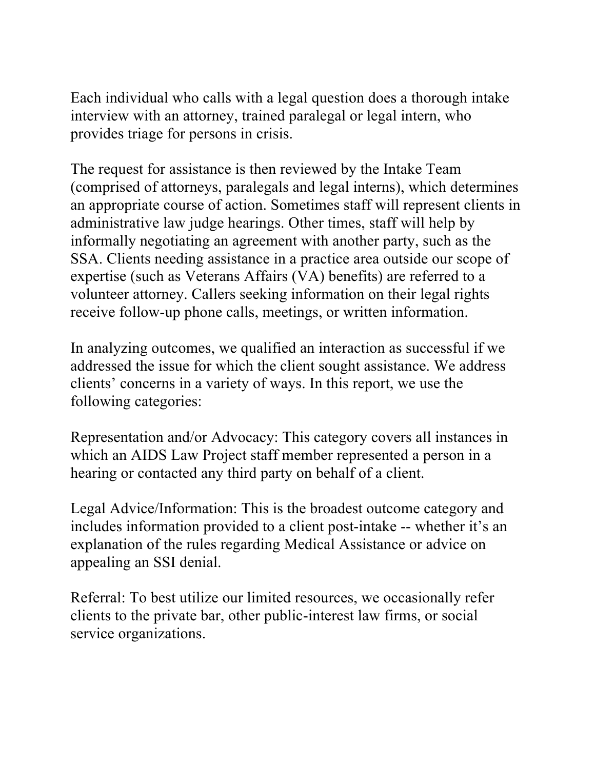Each individual who calls with a legal question does a thorough intake interview with an attorney, trained paralegal or legal intern, who provides triage for persons in crisis.

The request for assistance is then reviewed by the Intake Team (comprised of attorneys, paralegals and legal interns), which determines an appropriate course of action. Sometimes staff will represent clients in administrative law judge hearings. Other times, staff will help by informally negotiating an agreement with another party, such as the SSA. Clients needing assistance in a practice area outside our scope of expertise (such as Veterans Affairs (VA) benefits) are referred to a volunteer attorney. Callers seeking information on their legal rights receive follow-up phone calls, meetings, or written information.

In analyzing outcomes, we qualified an interaction as successful if we addressed the issue for which the client sought assistance. We address clients' concerns in a variety of ways. In this report, we use the following categories:

Representation and/or Advocacy: This category covers all instances in which an AIDS Law Project staff member represented a person in a hearing or contacted any third party on behalf of a client.

Legal Advice/Information: This is the broadest outcome category and includes information provided to a client post-intake -- whether it's an explanation of the rules regarding Medical Assistance or advice on appealing an SSI denial.

Referral: To best utilize our limited resources, we occasionally refer clients to the private bar, other public-interest law firms, or social service organizations.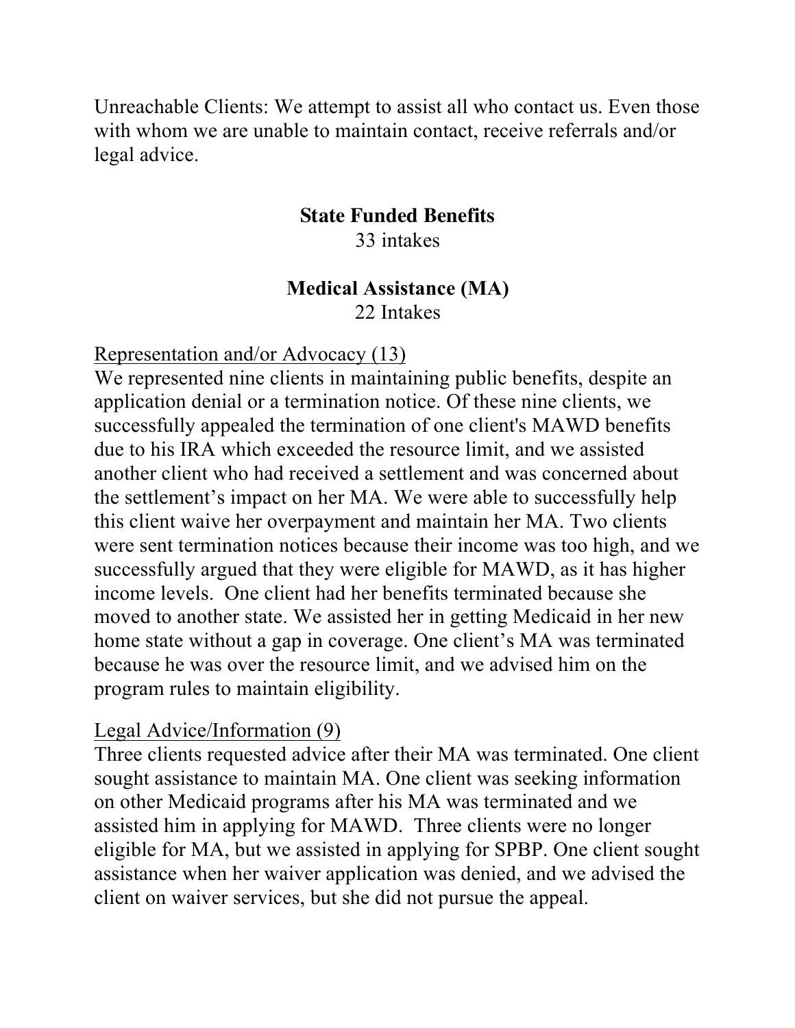Unreachable Clients: We attempt to assist all who contact us. Even those with whom we are unable to maintain contact, receive referrals and/or legal advice.

## State Funded Benefits

33 intakes

## Medical Assistance (MA)

22 Intakes

<u>Representation and/or Advocacy (13)</u>

We represented nine clients in maintaining public benefits, despite an application denial or a termination notice. Of these nine clients, we successfully appealed the termination of one client's MAWD benefits due to his IRA which exceeded the resource limit, and we assisted another client who had received a settlement and was concerned about the settlement's impact on her MA. We were able to successfully help this client waive her overpayment and maintain her MA. Two clients were sent termination notices because their income was too high, and we successfully argued that they were eligible for MAWD, as it has higher income levels. One client had her benefits terminated because she moved to another state. We assisted her in getting Medicaid in her new home state without a gap in coverage. One client's MA was terminated because he was over the resource limit, and we advised him on the program rules to maintain eligibility.

<u>Legal Advice/Information (9)</u>

Three clients requested advice after their MA was terminated. One client sought assistance to maintain MA. One client was seeking information on other Medicaid programs after his MA was terminated and we assisted him in applying for MAWD. Three clients were no longer eligible for MA, but we assisted in applying for SPBP. One client sought assistance when her waiver application was denied, and we advised the client on waiver services, but she did not pursue the appeal.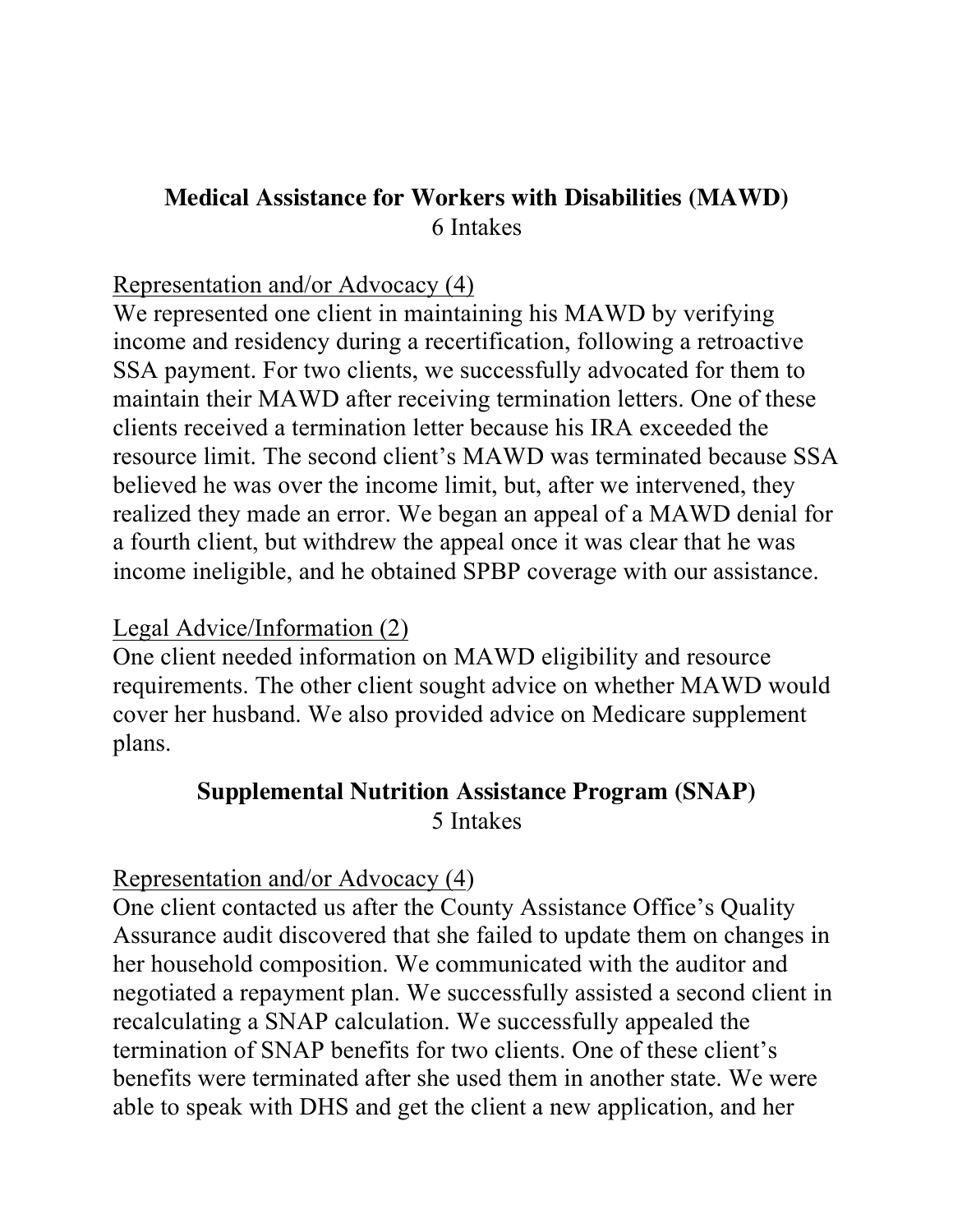## Medical Assistance for Workers with Disabilities (MAWD)

6 Intakes

<u>Representation and/or Advocacy (4)</u>

We represented one client in maintaining his MAWD by verifying income and residency during a recertification, following a retroactive SSA payment. For two clients, we successfully advocated for them to maintain their MAWD after receiving termination letters. One of these clients received a termination letter because his IRA exceeded the resource limit. The second client's MAWD was terminated because SSA believed he was over the income limit, but, after we intervened, they realized they made an error. We began an appeal of a MAWD denial for a fourth client, but withdrew the appeal once it was clear that he was income ineligible, and he obtained SPBP coverage with our assistance.

<u>Legal Advice/Information (2)</u>

One client needed information on MAWD eligibility and resource requirements. The other client sought advice on whether MAWD would cover her husband. We also provided advice on Medicare supplement plans.

## Supplemental Nutrition Assistance Program (SNAP)

5 Intakes

<u>Representation and/or Advocacy (4)</u>

One client contacted us after the County Assistance Office's Quality Assurance audit discovered that she failed to update them on changes in her household composition. We communicated with the auditor and negotiated a repayment plan. We successfully assisted a second client in recalculating a SNAP calculation. We successfully appealed the termination of SNAP benefits for two clients. One of these client's benefits were terminated after she used them in another state. We were able to speak with DHS and get the client a new application, and her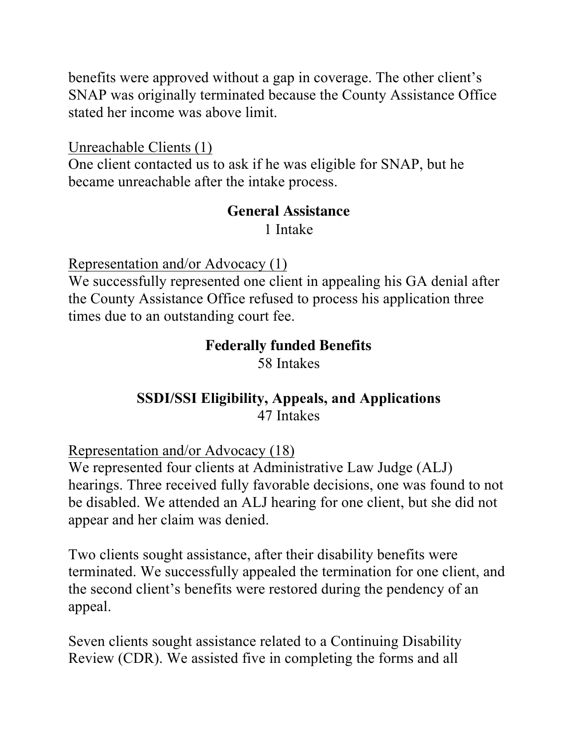benefits were approved without a gap in coverage. The other client's SNAP was originally terminated because the County Assistance Office stated her income was above limit.

<u>Unreachable Clients (1)</u>
One client contacted us to ask if he was eligible for SNAP, but he became unreachable after the intake process.

## General Assistance

1 Intake

<u>Representation and/or Advocacy (1)</u>
We successfully represented one client in appealing his GA denial after the County Assistance Office refused to process his application three times due to an outstanding court fee.

## Federally funded Benefits

58 Intakes

## SSDI/SSI Eligibility, Appeals, and Applications

47 Intakes

<u>Representation and/or Advocacy (18)</u>
We represented four clients at Administrative Law Judge (ALJ) hearings. Three received fully favorable decisions, one was found to not be disabled. We attended an ALJ hearing for one client, but she did not appear and her claim was denied.

Two clients sought assistance, after their disability benefits were terminated. We successfully appealed the termination for one client, and the second client's benefits were restored during the pendency of an appeal.

Seven clients sought assistance related to a Continuing Disability Review (CDR). We assisted five in completing the forms and all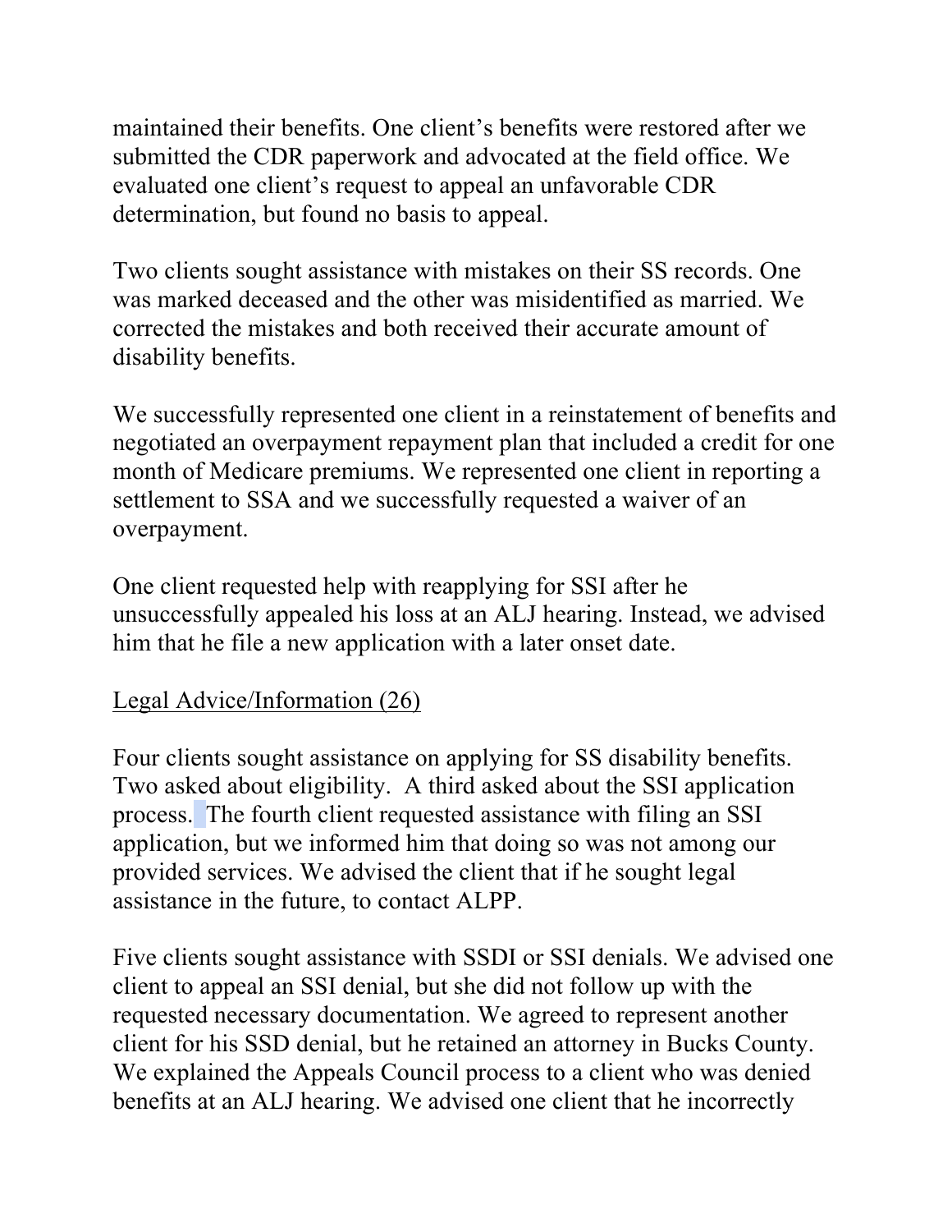maintained their benefits. One client's benefits were restored after we submitted the CDR paperwork and advocated at the field office. We evaluated one client's request to appeal an unfavorable CDR determination, but found no basis to appeal.

Two clients sought assistance with mistakes on their SS records. One was marked deceased and the other was misidentified as married. We corrected the mistakes and both received their accurate amount of disability benefits.

We successfully represented one client in a reinstatement of benefits and negotiated an overpayment repayment plan that included a credit for one month of Medicare premiums. We represented one client in reporting a settlement to SSA and we successfully requested a waiver of an overpayment.

One client requested help with reapplying for SSI after he unsuccessfully appealed his loss at an ALJ hearing. Instead, we advised him that he file a new application with a later onset date.

<u>Legal Advice/Information (26)</u>

Four clients sought assistance on applying for SS disability benefits. Two asked about eligibility. A third asked about the SSI application process. The fourth client requested assistance with filing an SSI application, but we informed him that doing so was not among our provided services. We advised the client that if he sought legal assistance in the future, to contact ALPP.

Five clients sought assistance with SSDI or SSI denials. We advised one client to appeal an SSI denial, but she did not follow up with the requested necessary documentation. We agreed to represent another client for his SSD denial, but he retained an attorney in Bucks County. We explained the Appeals Council process to a client who was denied benefits at an ALJ hearing. We advised one client that he incorrectly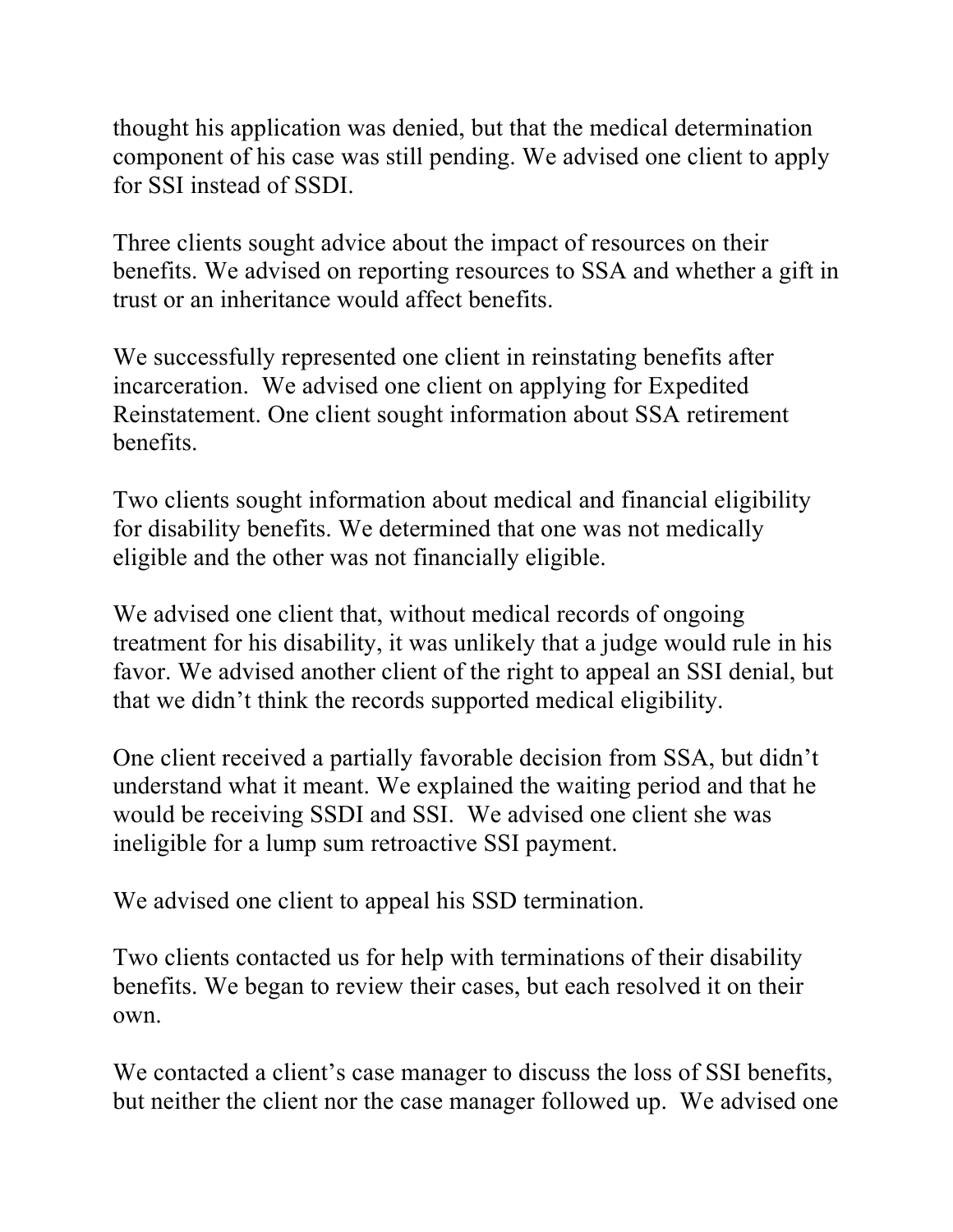thought his application was denied, but that the medical determination component of his case was still pending. We advised one client to apply for SSI instead of SSDI.

Three clients sought advice about the impact of resources on their benefits. We advised on reporting resources to SSA and whether a gift in trust or an inheritance would affect benefits.

We successfully represented one client in reinstating benefits after incarceration. We advised one client on applying for Expedited Reinstatement. One client sought information about SSA retirement benefits.

Two clients sought information about medical and financial eligibility for disability benefits. We determined that one was not medically eligible and the other was not financially eligible.

We advised one client that, without medical records of ongoing treatment for his disability, it was unlikely that a judge would rule in his favor. We advised another client of the right to appeal an SSI denial, but that we didn't think the records supported medical eligibility.

One client received a partially favorable decision from SSA, but didn't understand what it meant. We explained the waiting period and that he would be receiving SSDI and SSI. We advised one client she was ineligible for a lump sum retroactive SSI payment.

We advised one client to appeal his SSD termination.

Two clients contacted us for help with terminations of their disability benefits. We began to review their cases, but each resolved it on their own.

We contacted a client's case manager to discuss the loss of SSI benefits, but neither the client nor the case manager followed up. We advised one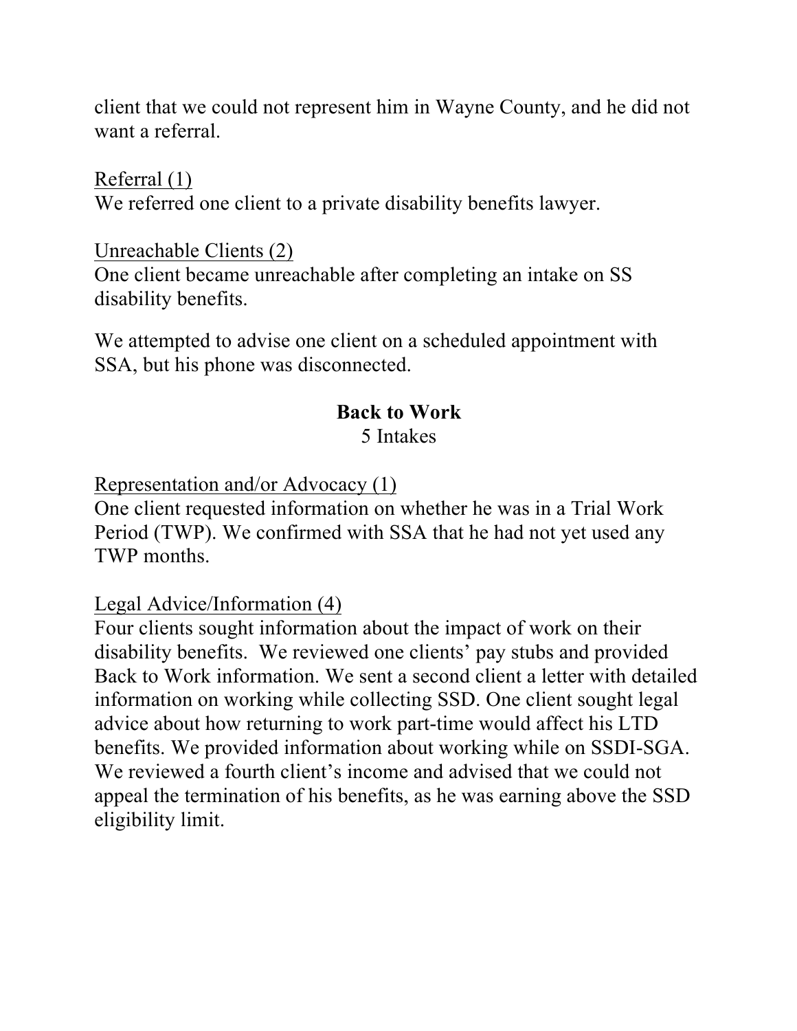client that we could not represent him in Wayne County, and he did not want a referral.

Referral (1)
We referred one client to a private disability benefits lawyer.

Unreachable Clients (2)
One client became unreachable after completing an intake on SS disability benefits.

We attempted to advise one client on a scheduled appointment with SSA, but his phone was disconnected.

**Back to Work**

5 Intakes

Representation and/or Advocacy (1)
One client requested information on whether he was in a Trial Work Period (TWP). We confirmed with SSA that he had not yet used any TWP months.

Legal Advice/Information (4)
Four clients sought information about the impact of work on their disability benefits. We reviewed one clients' pay stubs and provided Back to Work information. We sent a second client a letter with detailed information on working while collecting SSD. One client sought legal advice about how returning to work part-time would affect his LTD benefits. We provided information about working while on SSDI-SGA. We reviewed a fourth client's income and advised that we could not appeal the termination of his benefits, as he was earning above the SSD eligibility limit.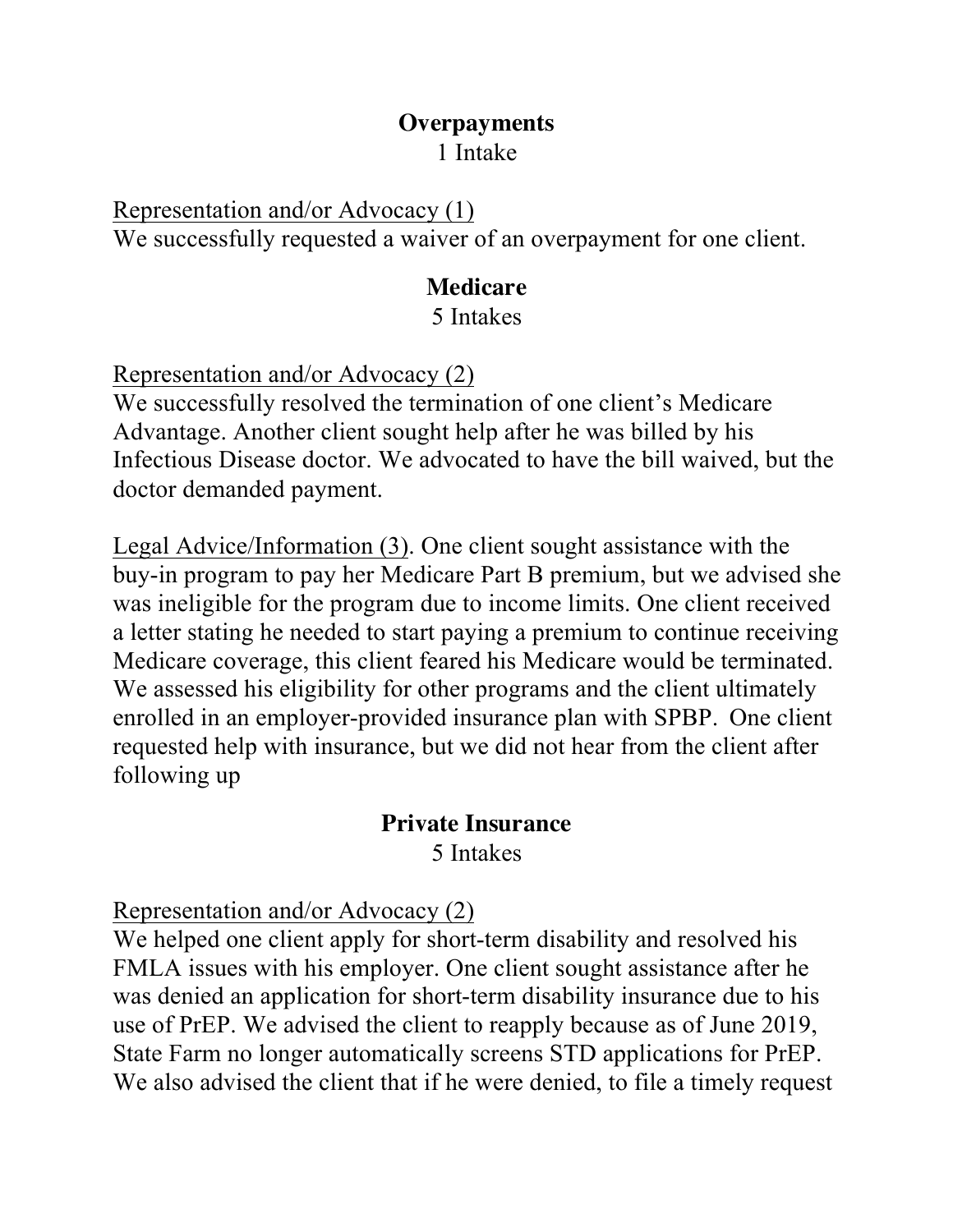**Overpayments**

1 Intake

Representation and/or Advocacy (1)

We successfully requested a waiver of an overpayment for one client.

**Medicare**

5 Intakes

Representation and/or Advocacy (2)

We successfully resolved the termination of one client's Medicare Advantage. Another client sought help after he was billed by his Infectious Disease doctor. We advocated to have the bill waived, but the doctor demanded payment.

Legal Advice/Information (3). One client sought assistance with the buy-in program to pay her Medicare Part B premium, but we advised she was ineligible for the program due to income limits. One client received a letter stating he needed to start paying a premium to continue receiving Medicare coverage, this client feared his Medicare would be terminated. We assessed his eligibility for other programs and the client ultimately enrolled in an employer-provided insurance plan with SPBP. One client requested help with insurance, but we did not hear from the client after following up

**Private Insurance**

5 Intakes

Representation and/or Advocacy (2)

We helped one client apply for short-term disability and resolved his FMLA issues with his employer. One client sought assistance after he was denied an application for short-term disability insurance due to his use of PrEP. We advised the client to reapply because as of June 2019, State Farm no longer automatically screens STD applications for PrEP. We also advised the client that if he were denied, to file a timely request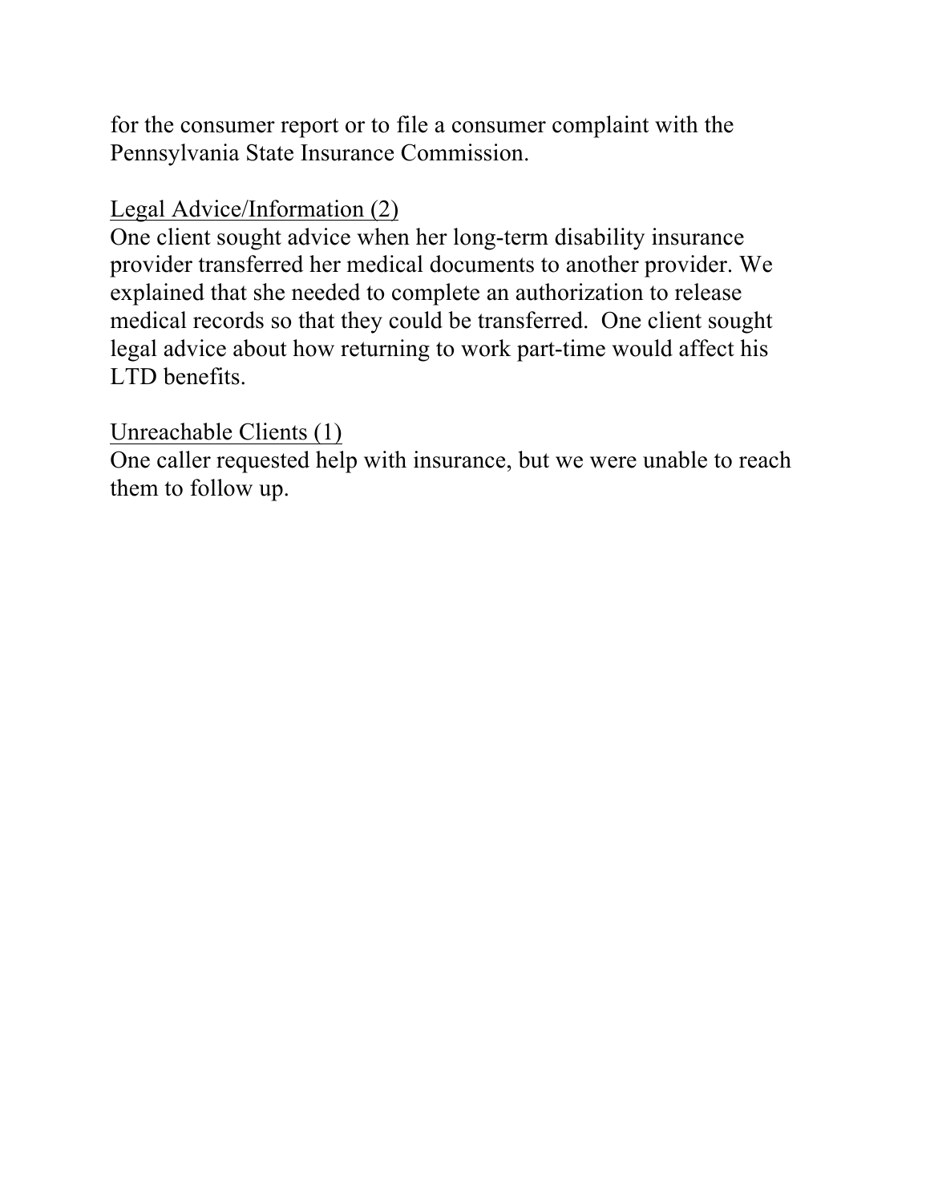for the consumer report or to file a consumer complaint with the Pennsylvania State Insurance Commission.

<u>Legal Advice/Information (2)</u>

One client sought advice when her long-term disability insurance provider transferred her medical documents to another provider. We explained that she needed to complete an authorization to release medical records so that they could be transferred. One client sought legal advice about how returning to work part-time would affect his LTD benefits.

<u>Unreachable Clients (1)</u>

One caller requested help with insurance, but we were unable to reach them to follow up.